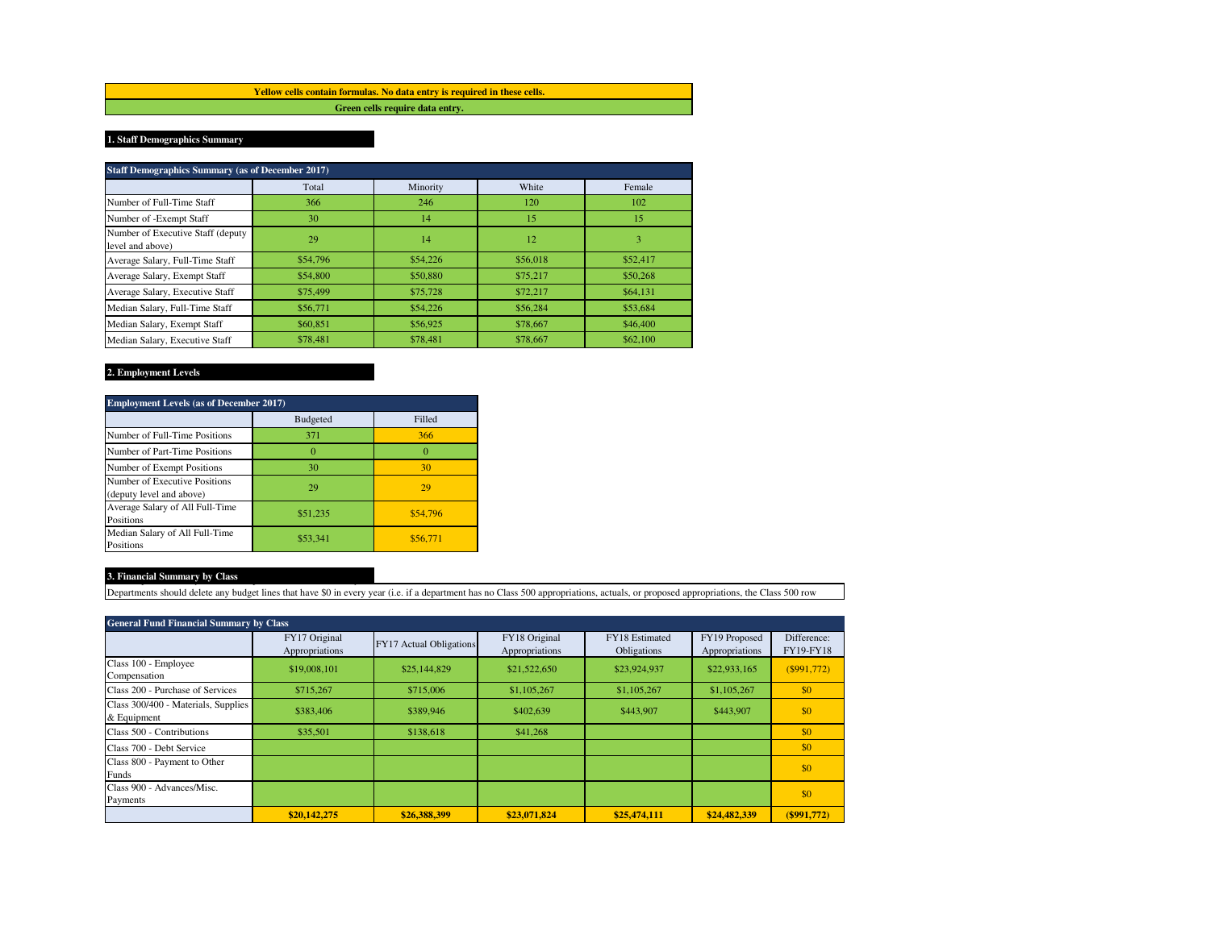**Yellow cells contain formulas. No data entry is required in these cells.**

**Green cells require data entry.**

## 1. Staff Demographics Summary

| Staff Demographics Summary (as of December 2017) | | | | |
|---|---|---|---|---|
| | Total | Minority | White | Female |
| Number of Full-Time Staff | 366 | 246 | 120 | 102 |
| Number of -Exempt Staff | 30 | 14 | 15 | 15 |
| Number of Executive Staff (deputy level and above) | 29 | 14 | 12 | 3 |
| Average Salary, Full-Time Staff | $54,796 | $54,226 | $56,018 | $52,417 |
| Average Salary, Exempt Staff | $54,800 | $50,880 | $75,217 | $50,268 |
| Average Salary, Executive Staff | $75,499 | $75,728 | $72,217 | $64,131 |
| Median Salary, Full-Time Staff | $56,771 | $54,226 | $56,284 | $53,684 |
| Median Salary, Exempt Staff | $60,851 | $56,925 | $78,667 | $46,400 |
| Median Salary, Executive Staff | $78,481 | $78,481 | $78,667 | $62,100 |

## 2. Employment Levels

| Employment Levels (as of December 2017) | | |
|---|---|---|
| | Budgeted | Filled |
| Number of Full-Time Positions | 371 | 366 |
| Number of Part-Time Positions | 0 | 0 |
| Number of Exempt Positions | 30 | 30 |
| Number of Executive Positions (deputy level and above) | 29 | 29 |
| Average Salary of All Full-Time Positions | $51,235 | $54,796 |
| Median Salary of All Full-Time Positions | $53,341 | $56,771 |

## 3. Financial Summary by Class

Departments should delete any budget lines that have $0 in every year (i.e. if a department has no Class 500 appropriations, actuals, or proposed appropriations, the Class 500 row

| General Fund Financial Summary by Class | | | | | | |
|---|---|---|---|---|---|---|
| | FY17 Original Appropriations | FY17 Actual Obligations | FY18 Original Appropriations | FY18 Estimated Obligations | FY19 Proposed Appropriations | Difference: FY19-FY18 |
| Class 100 - Employee Compensation | $19,008,101 | $25,144,829 | $21,522,650 | $23,924,937 | $22,933,165 | ($991,772) |
| Class 200 - Purchase of Services | $715,267 | $715,006 | $1,105,267 | $1,105,267 | $1,105,267 | $0 |
| Class 300/400 - Materials, Supplies & Equipment | $383,406 | $389,946 | $402,639 | $443,907 | $443,907 | $0 |
| Class 500 - Contributions | $35,501 | $138,618 | $41,268 | | | $0 |
| Class 700 - Debt Service | | | | | | $0 |
| Class 800 - Payment to Other Funds | | | | | | $0 |
| Class 900 - Advances/Misc. Payments | | | | | | $0 |
| | **$20,142,275** | **$26,388,399** | **$23,071,824** | **$25,474,111** | **$24,482,339** | **($991,772)** |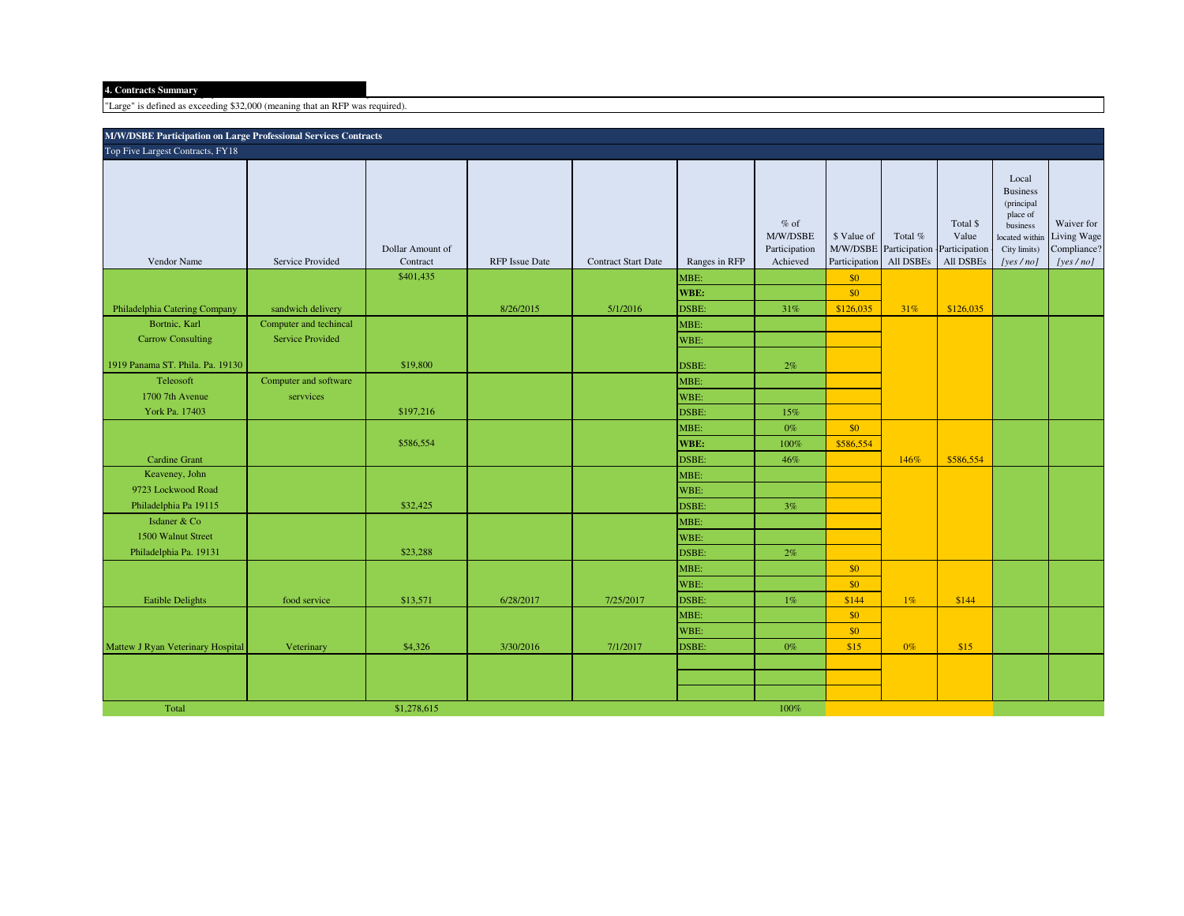**4. Contracts Summary**

"Large" is defined as exceeding $32,000 (meaning that an RFP was required).

| M/W/DSBE Participation on Large Professional Services Contracts | | | | | | | | | | | |
|---|---|---|---|---|---|---|---|---|---|---|---|
| Top Five Largest Contracts, FY18 | | | | | | | | | | | |
| Vendor Name | Service Provided | Dollar Amount of Contract | RFP Issue Date | Contract Start Date | Ranges in RFP | % of M/W/DSBE Participation Achieved | $ Value of M/W/DSBE Participation | Total % Participation - All DSBEs | Total $ Value Participation - All DSBEs | Local Business (principal place of business located within City limits) [yes / no] | Waiver for Living Wage Compliance? [yes / no] |
| | | $401,435 | | | MBE: | | $0 | | | | |
| | | | | | **WBE:** | | $0 | | | | |
| Philadelphia Catering Company | sandwich delivery | | 8/26/2015 | 5/1/2016 | DSBE: | 31% | $126,035 | 31% | $126,035 | | |
| Bortnic, Karl | Computer and techincal | | | | MBE: | | | | | | |
| Carrow Consulting | Service Provided | | | | WBE: | | | | | | |
| 1919 Panama ST. Phila. Pa. 19130 | | $19,800 | | | DSBE: | 2% | | | | | |
| Teleosoft | Computer and software | | | | MBE: | | | | | | |
| 1700 7th Avenue | servvices | | | | WBE: | | | | | | |
| York Pa. 17403 | | $197,216 | | | DSBE: | 15% | | | | | |
| | | | | | MBE: | 0% | $0 | | | | |
| | | $586,554 | | | **WBE:** | 100% | $586,554 | | | | |
| Cardine Grant | | | | | DSBE: | 46% | | 146% | $586,554 | | |
| Keaveney, John | | | | | MBE: | | | | | | |
| 9723 Lockwood Road | | | | | WBE: | | | | | | |
| Philadelphia Pa 19115 | | $32,425 | | | DSBE: | 3% | | | | | |
| Isdaner & Co | | | | | MBE: | | | | | | |
| 1500 Walnut Street | | | | | WBE: | | | | | | |
| Philadelphia Pa. 19131 | | $23,288 | | | DSBE: | 2% | | | | | |
| | | | | | MBE: | | $0 | | | | |
| | | | | | WBE: | | $0 | | | | |
| Eatible Delights | food service | $13,571 | 6/28/2017 | 7/25/2017 | DSBE: | 1% | $144 | 1% | $144 | | |
| | | | | | MBE: | | $0 | | | | |
| | | | | | WBE: | | $0 | | | | |
| Mattew J Ryan Veterinary Hospital | Veterinary | $4,326 | 3/30/2016 | 7/1/2017 | DSBE: | 0% | $15 | 0% | $15 | | |
| | | | | | | | | | | | |
| | | | | | | | | | | | |
| | | | | | | | | | | | |
| Total | | $1,278,615 | | | | 100% | | | | | |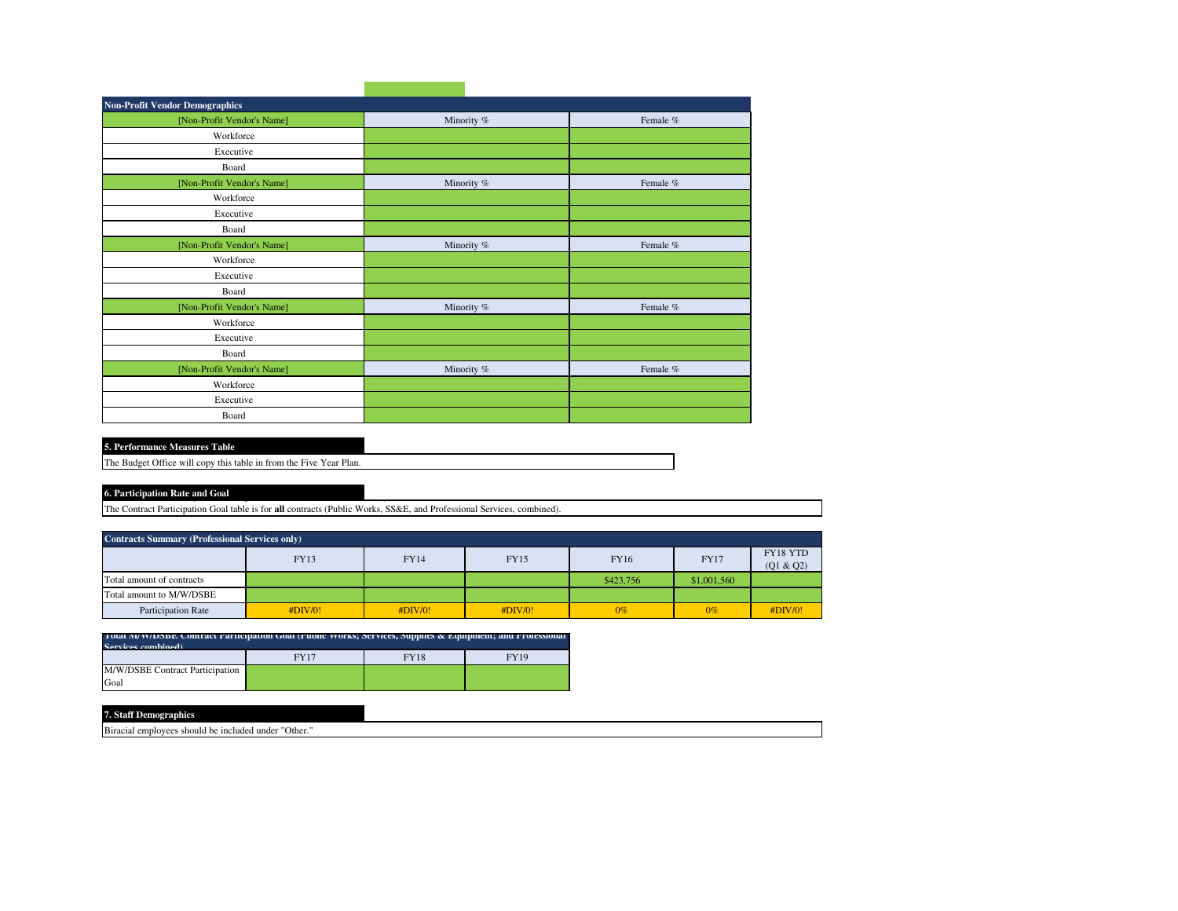| Non-Profit Vendor Demographics | | |
|---|---|---|
| [Non-Profit Vendor's Name] | Minority % | Female % |
| Workforce | | |
| Executive | | |
| Board | | |
| [Non-Profit Vendor's Name] | Minority % | Female % |
| Workforce | | |
| Executive | | |
| Board | | |
| [Non-Profit Vendor's Name] | Minority % | Female % |
| Workforce | | |
| Executive | | |
| Board | | |
| [Non-Profit Vendor's Name] | Minority % | Female % |
| Workforce | | |
| Executive | | |
| Board | | |
| [Non-Profit Vendor's Name] | Minority % | Female % |
| Workforce | | |
| Executive | | |
| Board | | |

**5. Performance Measures Table**

The Budget Office will copy this table in from the Five Year Plan.

**6. Participation Rate and Goal**

The Contract Participation Goal table is for **all** contracts (Public Works, SS&E, and Professional Services, combined).

| Contracts Summary (Professional Services only) | | | | | | |
|---|---|---|---|---|---|---|
| | FY13 | FY14 | FY15 | FY16 | FY17 | FY18 YTD (Q1 & Q2) |
| Total amount of contracts | | | | $423,756 | $1,001,560 | |
| Total amount to M/W/DSBE | | | | | | |
| Participation Rate | #DIV/0! | #DIV/0! | #DIV/0! | 0% | 0% | #DIV/0! |

| Total M/W/DSBE Contract Participation Goal (Public Works; Services, Supplies & Equipment; and Professional Services combined) | | | |
|---|---|---|---|
| | FY17 | FY18 | FY19 |
| M/W/DSBE Contract Participation Goal | | | |

**7. Staff Demographics**

Biracial employees should be included under "Other."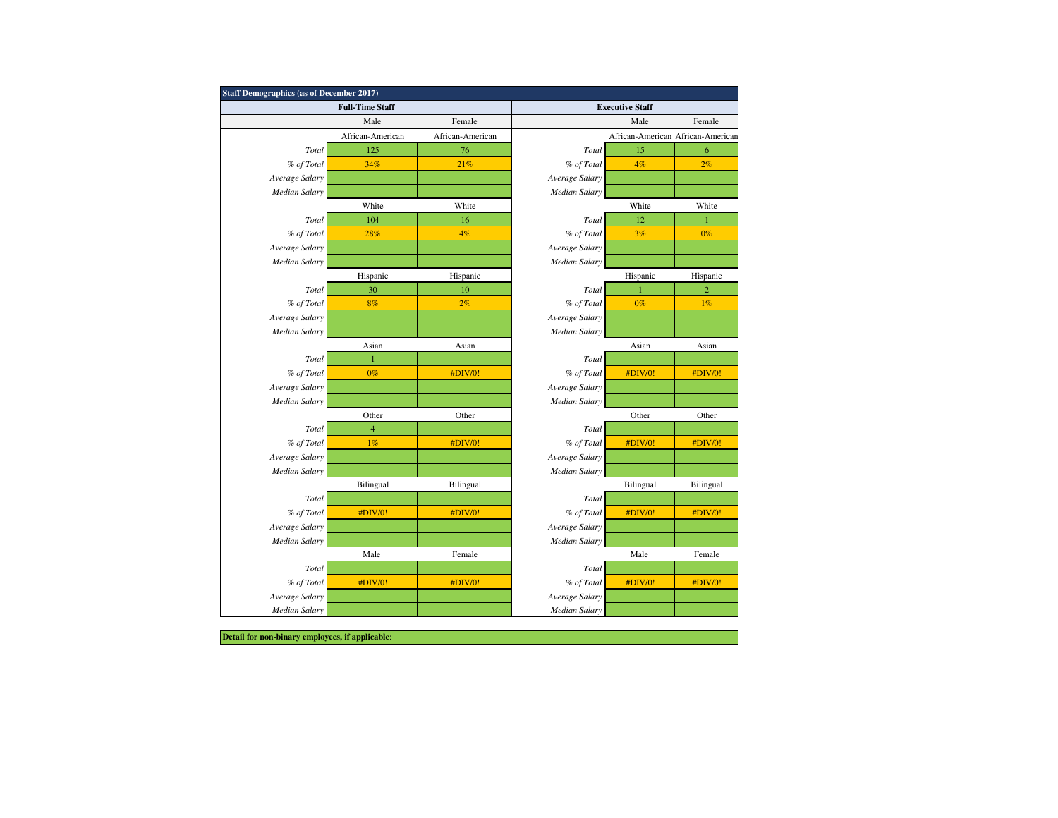| Staff Demographics (as of December 2017) | | | | | |
|---|---|---|---|---|---|
| **Full-Time Staff** | | | **Executive Staff** | | |
| | Male | Female | | Male | Female |
| | African-American | African-American | | African-American | African-American |
| *Total* | 125 | 76 | *Total* | 15 | 6 |
| *% of Total* | 34% | 21% | *% of Total* | 4% | 2% |
| *Average Salary* | | | *Average Salary* | | |
| *Median Salary* | | | *Median Salary* | | |
| | White | White | | White | White |
| *Total* | 104 | 16 | *Total* | 12 | 1 |
| *% of Total* | 28% | 4% | *% of Total* | 3% | 0% |
| *Average Salary* | | | *Average Salary* | | |
| *Median Salary* | | | *Median Salary* | | |
| | Hispanic | Hispanic | | Hispanic | Hispanic |
| *Total* | 30 | 10 | *Total* | 1 | 2 |
| *% of Total* | 8% | 2% | *% of Total* | 0% | 1% |
| *Average Salary* | | | *Average Salary* | | |
| *Median Salary* | | | *Median Salary* | | |
| | Asian | Asian | | Asian | Asian |
| *Total* | 1 | | *Total* | | |
| *% of Total* | 0% | #DIV/0! | *% of Total* | #DIV/0! | #DIV/0! |
| *Average Salary* | | | *Average Salary* | | |
| *Median Salary* | | | *Median Salary* | | |
| | Other | Other | | Other | Other |
| *Total* | 4 | | *Total* | | |
| *% of Total* | 1% | #DIV/0! | *% of Total* | #DIV/0! | #DIV/0! |
| *Average Salary* | | | *Average Salary* | | |
| *Median Salary* | | | *Median Salary* | | |
| | Bilingual | Bilingual | | Bilingual | Bilingual |
| *Total* | | | *Total* | | |
| *% of Total* | #DIV/0! | #DIV/0! | *% of Total* | #DIV/0! | #DIV/0! |
| *Average Salary* | | | *Average Salary* | | |
| *Median Salary* | | | *Median Salary* | | |
| | Male | Female | | Male | Female |
| *Total* | | | *Total* | | |
| *% of Total* | #DIV/0! | #DIV/0! | *% of Total* | #DIV/0! | #DIV/0! |
| *Average Salary* | | | *Average Salary* | | |
| *Median Salary* | | | *Median Salary* | | |

**Detail for non-binary employees, if applicable**: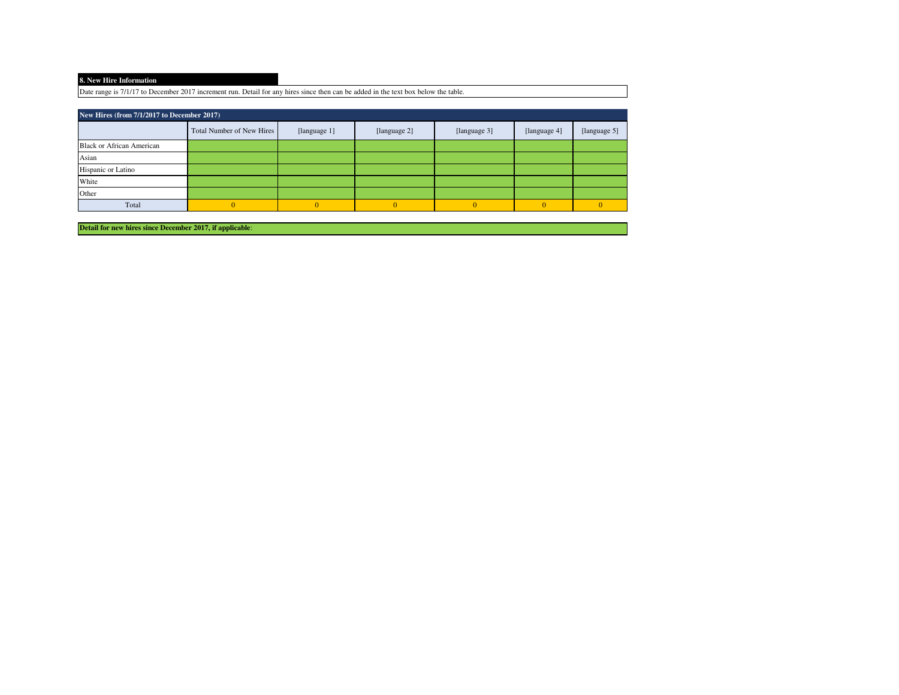## 8. New Hire Information

Date range is 7/1/17 to December 2017 increment run. Detail for any hires since then can be added in the text box below the table.

**New Hires (from 7/1/2017 to December 2017)**

| | Total Number of New Hires | [language 1] | [language 2] | [language 3] | [language 4] | [language 5] |
|---|---|---|---|---|---|---|
| Black or African American | | | | | | |
| Asian | | | | | | |
| Hispanic or Latino | | | | | | |
| White | | | | | | |
| Other | | | | | | |
| Total | 0 | 0 | 0 | 0 | 0 | 0 |

**Detail for new hires since December 2017, if applicable**: